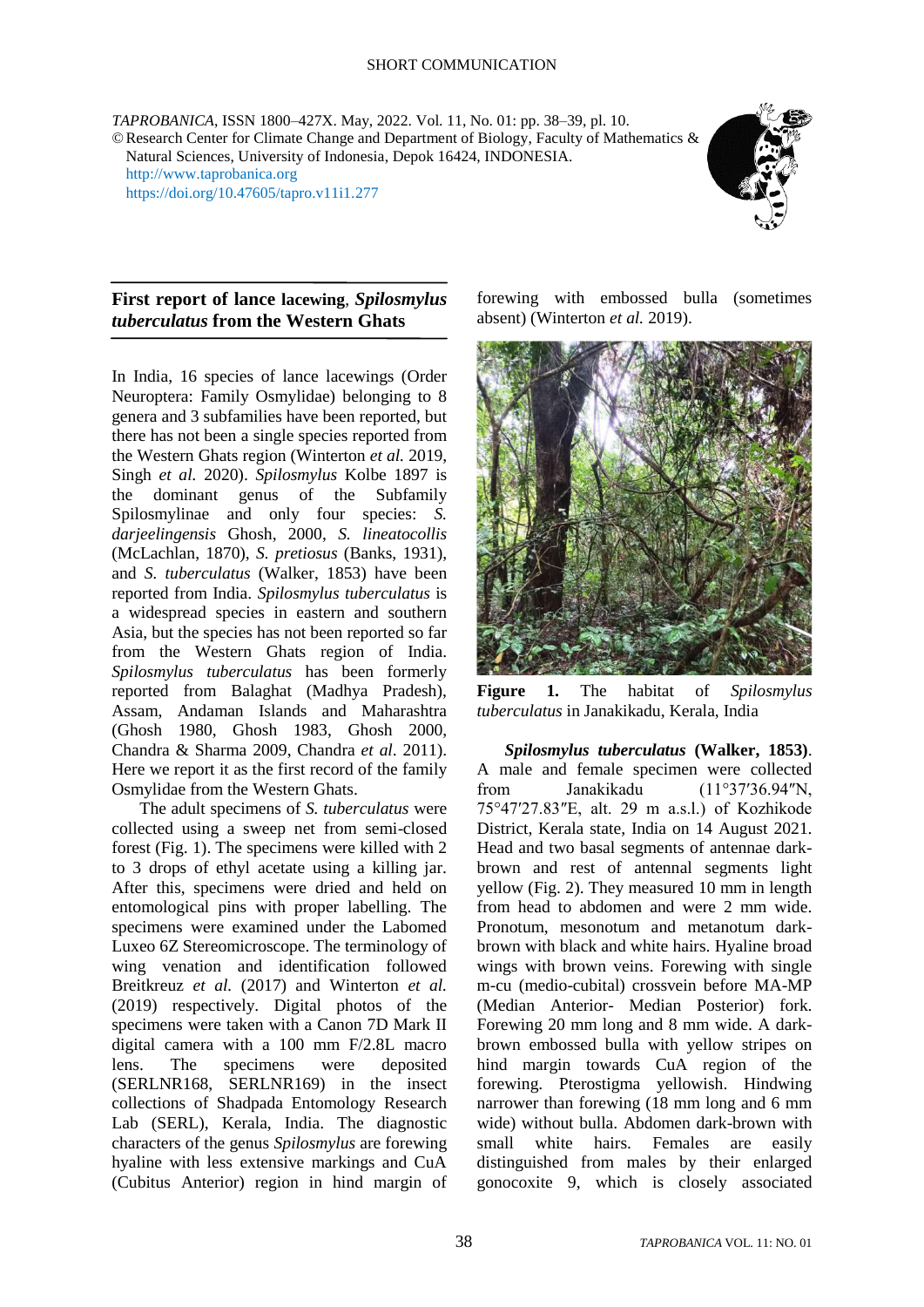SHORT COMMUNICATION

*TAPROBANICA*, ISSN 1800–427X. May, 2022. Vol. 11, No. 01: pp. 38–39, pl. 10.
© Research Center for Climate Change and Department of Biology, Faculty of Mathematics & Natural Sciences, University of Indonesia, Depok 16424, INDONESIA.
http://www.taprobanica.org
https://doi.org/10.47605/tapro.v11i1.277

## First report of lance lacewing, *Spilosmylus tuberculatus* from the Western Ghats

In India, 16 species of lance lacewings (Order Neuroptera: Family Osmylidae) belonging to 8 genera and 3 subfamilies have been reported, but there has not been a single species reported from the Western Ghats region (Winterton *et al.* 2019, Singh *et al.* 2020). *Spilosmylus* Kolbe 1897 is the dominant genus of the Subfamily Spilosmylinae and only four species: *S. darjeelingensis* Ghosh, 2000, *S. lineatocollis* (McLachlan, 1870), *S. pretiosus* (Banks, 1931), and *S. tuberculatus* (Walker, 1853) have been reported from India. *Spilosmylus tuberculatus* is a widespread species in eastern and southern Asia, but the species has not been reported so far from the Western Ghats region of India. *Spilosmylus tuberculatus* has been formerly reported from Balaghat (Madhya Pradesh), Assam, Andaman Islands and Maharashtra (Ghosh 1980, Ghosh 1983, Ghosh 2000, Chandra & Sharma 2009, Chandra *et al.* 2011). Here we report it as the first record of the family Osmylidae from the Western Ghats.

The adult specimens of *S. tuberculatus* were collected using a sweep net from semi-closed forest (Fig. 1). The specimens were killed with 2 to 3 drops of ethyl acetate using a killing jar. After this, specimens were dried and held on entomological pins with proper labelling. The specimens were examined under the Labomed Luxeo 6Z Stereomicroscope. The terminology of wing venation and identification followed Breitkreuz *et al.* (2017) and Winterton *et al.* (2019) respectively. Digital photos of the specimens were taken with a Canon 7D Mark II digital camera with a 100 mm F/2.8L macro lens. The specimens were deposited (SERLNR168, SERLNR169) in the insect collections of Shadpada Entomology Research Lab (SERL), Kerala, India. The diagnostic characters of the genus *Spilosmylus* are forewing hyaline with less extensive markings and CuA (Cubitus Anterior) region in hind margin of forewing with embossed bulla (sometimes absent) (Winterton *et al.* 2019).

**Figure 1.** The habitat of *Spilosmylus tuberculatus* in Janakikadu, Kerala, India

***Spilosmylus tuberculatus* (Walker, 1853).** A male and female specimen were collected from Janakikadu (11°37′36.94″N, 75°47′27.83″E, alt. 29 m a.s.l.) of Kozhikode District, Kerala state, India on 14 August 2021. Head and two basal segments of antennae dark-brown and rest of antennal segments light yellow (Fig. 2). They measured 10 mm in length from head to abdomen and were 2 mm wide. Pronotum, mesonotum and metanotum dark-brown with black and white hairs. Hyaline broad wings with brown veins. Forewing with single m-cu (medio-cubital) crossvein before MA-MP (Median Anterior- Median Posterior) fork. Forewing 20 mm long and 8 mm wide. A dark-brown embossed bulla with yellow stripes on hind margin towards CuA region of the forewing. Pterostigma yellowish. Hindwing narrower than forewing (18 mm long and 6 mm wide) without bulla. Abdomen dark-brown with small white hairs. Females are easily distinguished from males by their enlarged gonocoxite 9, which is closely associated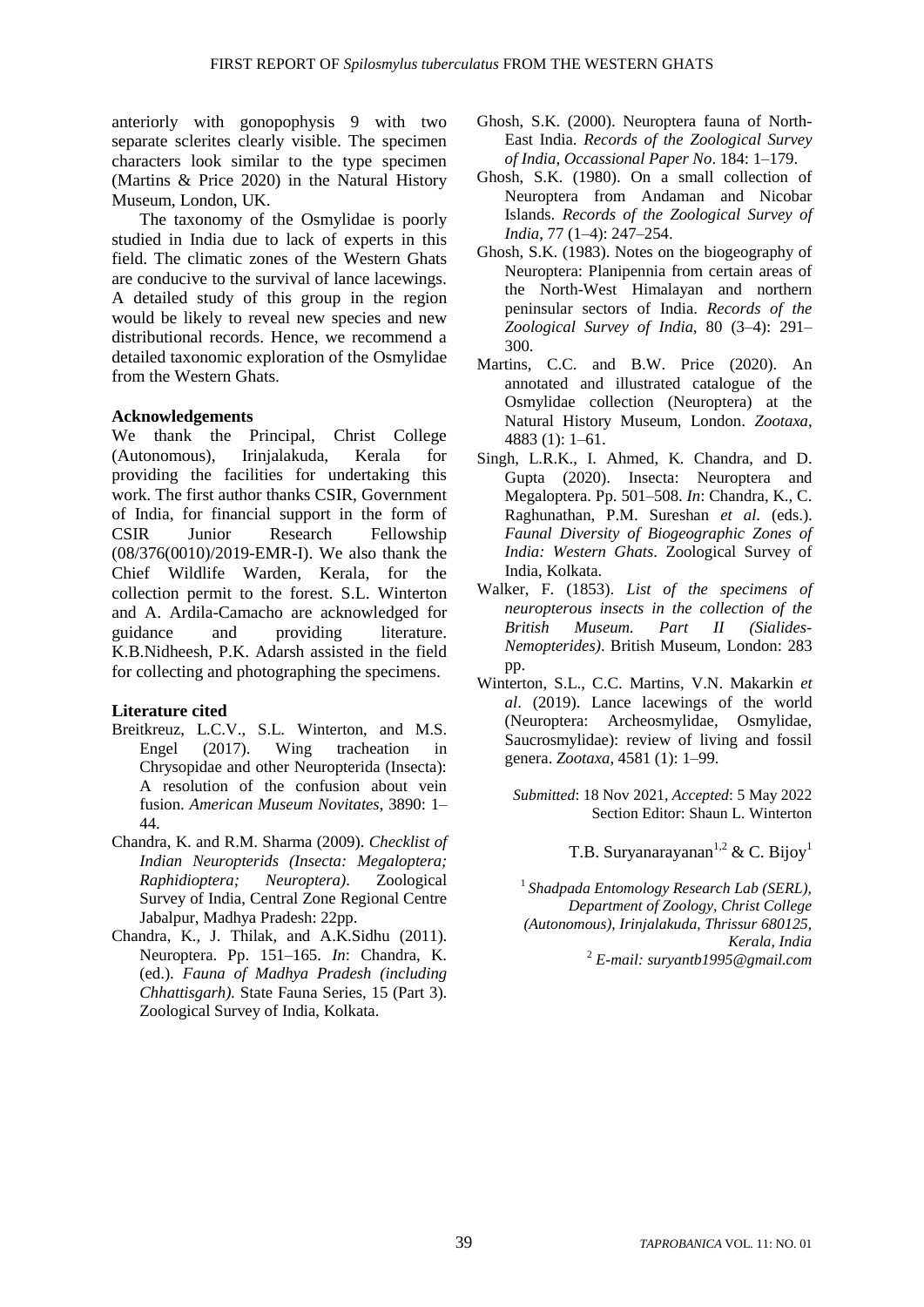anteriorly with gonopophysis 9 with two separate sclerites clearly visible. The specimen characters look similar to the type specimen (Martins & Price 2020) in the Natural History Museum, London, UK.

The taxonomy of the Osmylidae is poorly studied in India due to lack of experts in this field. The climatic zones of the Western Ghats are conducive to the survival of lance lacewings. A detailed study of this group in the region would be likely to reveal new species and new distributional records. Hence, we recommend a detailed taxonomic exploration of the Osmylidae from the Western Ghats.

**Acknowledgements**

We thank the Principal, Christ College (Autonomous), Irinjalakuda, Kerala for providing the facilities for undertaking this work. The first author thanks CSIR, Government of India, for financial support in the form of CSIR Junior Research Fellowship (08/376(0010)/2019-EMR-I). We also thank the Chief Wildlife Warden, Kerala, for the collection permit to the forest. S.L. Winterton and A. Ardila-Camacho are acknowledged for guidance and providing literature. K.B.Nidheesh, P.K. Adarsh assisted in the field for collecting and photographing the specimens.

**Literature cited**

Breitkreuz, L.C.V., S.L. Winterton, and M.S. Engel (2017). Wing tracheation in Chrysopidae and other Neuropterida (Insecta): A resolution of the confusion about vein fusion. *American Museum Novitates*, 3890: 1–44.

Chandra, K. and R.M. Sharma (2009). *Checklist of Indian Neuropterids (Insecta: Megaloptera; Raphidioptera; Neuroptera)*. Zoological Survey of India, Central Zone Regional Centre Jabalpur, Madhya Pradesh: 22pp.

Chandra, K., J. Thilak, and A.K.Sidhu (2011). Neuroptera. Pp. 151–165. *In*: Chandra, K. (ed.). *Fauna of Madhya Pradesh (including Chhattisgarh).* State Fauna Series, 15 (Part 3). Zoological Survey of India, Kolkata.

Ghosh, S.K. (2000). Neuroptera fauna of North-East India. *Records of the Zoological Survey of India, Occassional Paper No*. 184: 1–179.

Ghosh, S.K. (1980). On a small collection of Neuroptera from Andaman and Nicobar Islands. *Records of the Zoological Survey of India*, 77 (1–4): 247–254.

Ghosh, S.K. (1983). Notes on the biogeography of Neuroptera: Planipennia from certain areas of the North-West Himalayan and northern peninsular sectors of India. *Records of the Zoological Survey of India*, 80 (3–4): 291–300.

Martins, C.C. and B.W. Price (2020). An annotated and illustrated catalogue of the Osmylidae collection (Neuroptera) at the Natural History Museum, London. *Zootaxa*, 4883 (1): 1–61.

Singh, L.R.K., I. Ahmed, K. Chandra, and D. Gupta (2020). Insecta: Neuroptera and Megaloptera. Pp. 501–508. *In*: Chandra, K., C. Raghunathan, P.M. Sureshan *et al*. (eds.). *Faunal Diversity of Biogeographic Zones of India: Western Ghats*. Zoological Survey of India, Kolkata.

Walker, F. (1853). *List of the specimens of neuropterous insects in the collection of the British Museum. Part II (Sialides-Nemopterides)*. British Museum, London: 283 pp.

Winterton, S.L., C.C. Martins, V.N. Makarkin *et al*. (2019). Lance lacewings of the world (Neuroptera: Archeosmylidae, Osmylidae, Saucrosmylidae): review of living and fossil genera. *Zootaxa*, 4581 (1): 1–99.

*Submitted*: 18 Nov 2021, *Accepted*: 5 May 2022
Section Editor: Shaun L. Winterton

T.B. Suryanarayanan[1,2] & C. Bijoy[1]

[1] *Shadpada Entomology Research Lab (SERL), Department of Zoology, Christ College (Autonomous), Irinjalakuda, Thrissur 680125, Kerala, India*
[2] *E-mail: suryantb1995@gmail.com*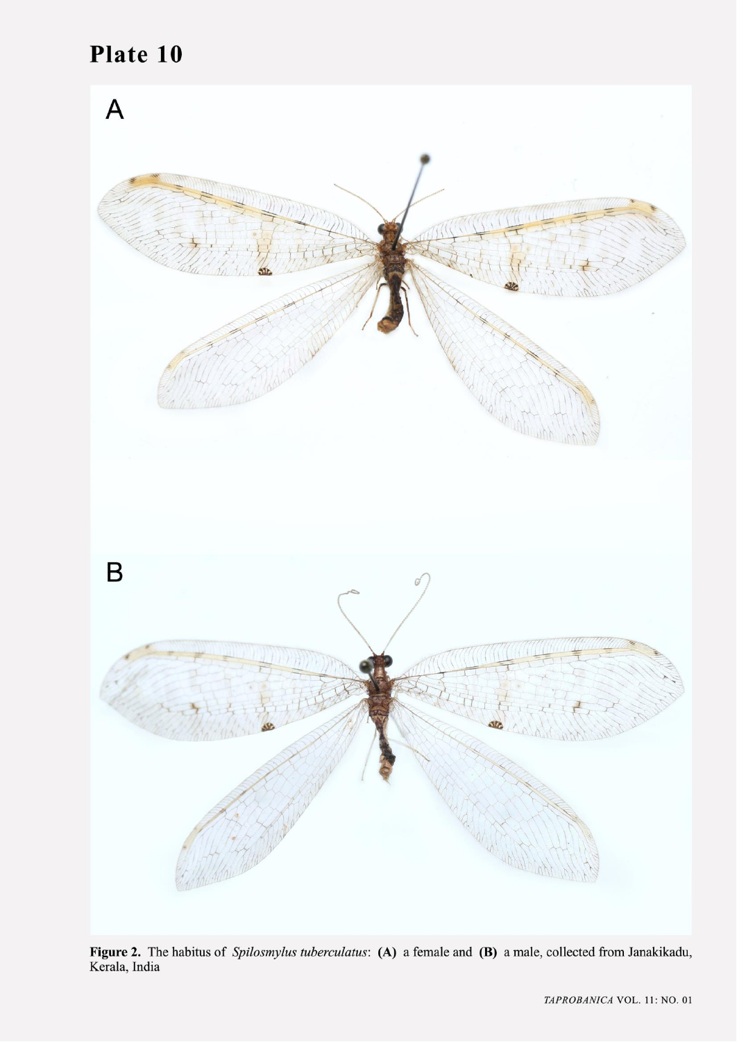# Plate 10

A

B

**Figure 2.** The habitus of *Spilosmylus tuberculatus*: **(A)** a female and **(B)** a male, collected from Janakikadu, Kerala, India